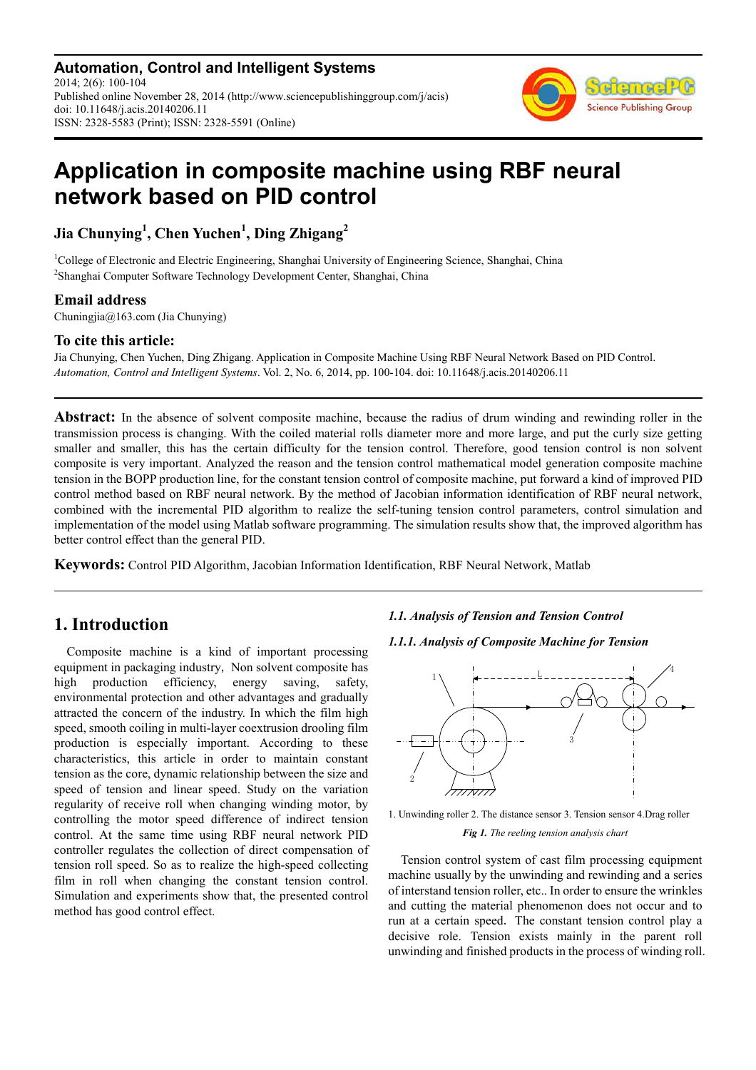**Automation, Control and Intelligent Systems**
2014; 2(6): 100-104
Published online November 28, 2014 (http://www.sciencepublishinggroup.com/j/acis)
doi: 10.11648/j.acis.20140206.11
ISSN: 2328-5583 (Print); ISSN: 2328-5591 (Online)

# Application in composite machine using RBF neural network based on PID control

**Jia Chunying[1], Chen Yuchen[1], Ding Zhigang[2]**

[1]College of Electronic and Electric Engineering, Shanghai University of Engineering Science, Shanghai, China
[2]Shanghai Computer Software Technology Development Center, Shanghai, China

### Email address

Chuningjia@163.com (Jia Chunying)

### To cite this article:

Jia Chunying, Chen Yuchen, Ding Zhigang. Application in Composite Machine Using RBF Neural Network Based on PID Control. *Automation, Control and Intelligent Systems*. Vol. 2, No. 6, 2014, pp. 100-104. doi: 10.11648/j.acis.20140206.11

---

**Abstract:** In the absence of solvent composite machine, because the radius of drum winding and rewinding roller in the transmission process is changing. With the coiled material rolls diameter more and more large, and put the curly size getting smaller and smaller, this has the certain difficulty for the tension control. Therefore, good tension control is non solvent composite is very important. Analyzed the reason and the tension control mathematical model generation composite machine tension in the BOPP production line, for the constant tension control of composite machine, put forward a kind of improved PID control method based on RBF neural network. By the method of Jacobian information identification of RBF neural network, combined with the incremental PID algorithm to realize the self-tuning tension control parameters, control simulation and implementation of the model using Matlab software programming. The simulation results show that, the improved algorithm has better control effect than the general PID.

**Keywords:** Control PID Algorithm, Jacobian Information Identification, RBF Neural Network, Matlab

---

## 1. Introduction

Composite machine is a kind of important processing equipment in packaging industry, Non solvent composite has high production efficiency, energy saving, safety, environmental protection and other advantages and gradually attracted the concern of the industry. In which the film high speed, smooth coiling in multi-layer coextrusion drooling film production is especially important. According to these characteristics, this article in order to maintain constant tension as the core, dynamic relationship between the size and speed of tension and linear speed. Study on the variation regularity of receive roll when changing winding motor, by controlling the motor speed difference of indirect tension control. At the same time using RBF neural network PID controller regulates the collection of direct compensation of tension roll speed. So as to realize the high-speed collecting film in roll when changing the constant tension control. Simulation and experiments show that, the presented control method has good control effect.

### *1.1. Analysis of Tension and Tension Control*

#### *1.1.1. Analysis of Composite Machine for Tension*

1. Unwinding roller 2. The distance sensor 3. Tension sensor 4.Drag roller

*Fig 1. The reeling tension analysis chart*

Tension control system of cast film processing equipment machine usually by the unwinding and rewinding and a series of interstand tension roller, etc.. In order to ensure the wrinkles and cutting the material phenomenon does not occur and to run at a certain speed. The constant tension control play a decisive role. Tension exists mainly in the parent roll unwinding and finished products in the process of winding roll.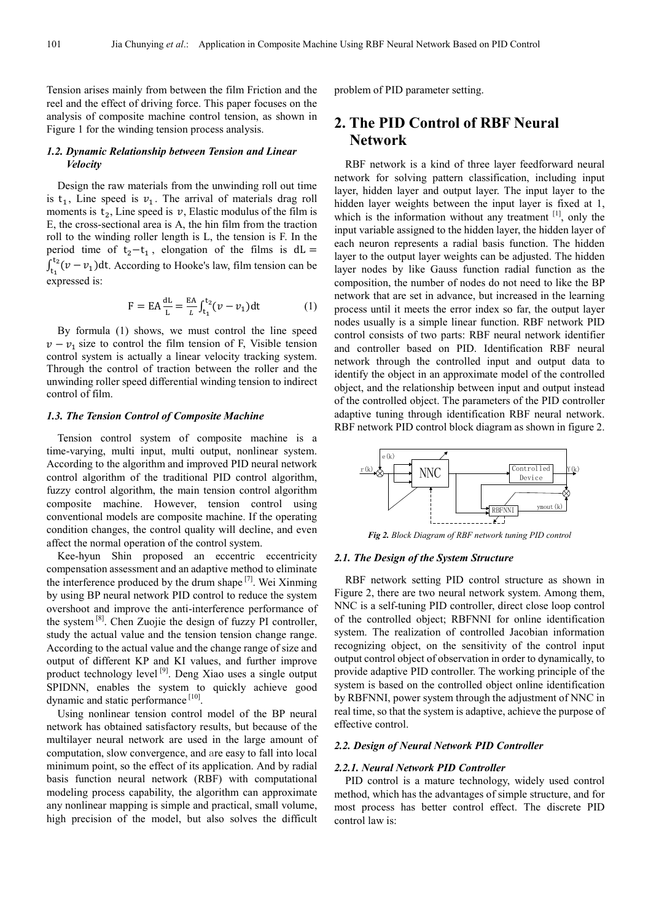Tension arises mainly from between the film Friction and the reel and the effect of driving force. This paper focuses on the analysis of composite machine control tension, as shown in Figure 1 for the winding tension process analysis.

### 1.2. Dynamic Relationship between Tension and Linear Velocity

Design the raw materials from the unwinding roll out time is $t_1$, Line speed is $v_1$. The arrival of materials drag roll moments is $t_2$, Line speed is $v$, Elastic modulus of the film is E, the cross-sectional area is A, the hin film from the traction roll to the winding roller length is L, the tension is F. In the period time of $t_2 - t_1$, elongation of the films is $\mathrm{dL} = \int_{t_1}^{t_2}(v - v_1)\mathrm{dt}$. According to Hooke's law, film tension can be expressed is:

$$\mathrm{F} = \mathrm{EA}\frac{\mathrm{dL}}{\mathrm{L}} = \frac{\mathrm{EA}}{L}\int_{t_1}^{t_2}(v - v_1)\mathrm{dt} \tag{1}$$

By formula (1) shows, we must control the line speed $v - v_1$ size to control the film tension of F, Visible tension control system is actually a linear velocity tracking system. Through the control of traction between the roller and the unwinding roller speed differential winding tension to indirect control of film.

### 1.3. The Tension Control of Composite Machine

Tension control system of composite machine is a time-varying, multi input, multi output, nonlinear system. According to the algorithm and improved PID neural network control algorithm of the traditional PID control algorithm, fuzzy control algorithm, the main tension control algorithm composite machine. However, tension control using conventional models are composite machine. If the operating condition changes, the control quality will decline, and even affect the normal operation of the control system.

Kee-hyun Shin proposed an eccentric eccentricity compensation assessment and an adaptive method to eliminate the interference produced by the drum shape [7]. Wei Xinming by using BP neural network PID control to reduce the system overshoot and improve the anti-interference performance of the system [8]. Chen Zuojie the design of fuzzy PI controller, study the actual value and the tension tension change range. According to the actual value and the change range of size and output of different KP and KI values, and further improve product technology level [9]. Deng Xiao uses a single output SPIDNN, enables the system to quickly achieve good dynamic and static performance [10].

Using nonlinear tension control model of the BP neural network has obtained satisfactory results, but because of the multilayer neural network are used in the large amount of computation, slow convergence, and are easy to fall into local minimum point, so the effect of its application. And by radial basis function neural network (RBF) with computational modeling process capability, the algorithm can approximate any nonlinear mapping is simple and practical, small volume, high precision of the model, but also solves the difficult problem of PID parameter setting.

## 2. The PID Control of RBF Neural Network

RBF network is a kind of three layer feedforward neural network for solving pattern classification, including input layer, hidden layer and output layer. The input layer to the hidden layer weights between the input layer is fixed at 1, which is the information without any treatment [1], only the input variable assigned to the hidden layer, the hidden layer of each neuron represents a radial basis function. The hidden layer to the output layer weights can be adjusted. The hidden layer nodes by like Gauss function radial function as the composition, the number of nodes do not need to like the BP network that are set in advance, but increased in the learning process until it meets the error index so far, the output layer nodes usually is a simple linear function. RBF network PID control consists of two parts: RBF neural network identifier and controller based on PID. Identification RBF neural network through the controlled input and output data to identify the object in an approximate model of the controlled object, and the relationship between input and output instead of the controlled object. The parameters of the PID controller adaptive tuning through identification RBF neural network. RBF network PID control block diagram as shown in figure 2.

e(k)
r(k)
NNC
Controlled Device
Y(k)
RBFNNI
ymout(k)

*Fig 2. Block Diagram of RBF network tuning PID control*

### 2.1. The Design of the System Structure

RBF network setting PID control structure as shown in Figure 2, there are two neural network system. Among them, NNC is a self-tuning PID controller, direct close loop control of the controlled object; RBFNNI for online identification system. The realization of controlled Jacobian information recognizing object, on the sensitivity of the control input output control object of observation in order to dynamically, to provide adaptive PID controller. The working principle of the system is based on the controlled object online identification by RBFNNI, power system through the adjustment of NNC in real time, so that the system is adaptive, achieve the purpose of effective control.

### 2.2. Design of Neural Network PID Controller

#### 2.2.1. Neural Network PID Controller

PID control is a mature technology, widely used control method, which has the advantages of simple structure, and for most process has better control effect. The discrete PID control law is: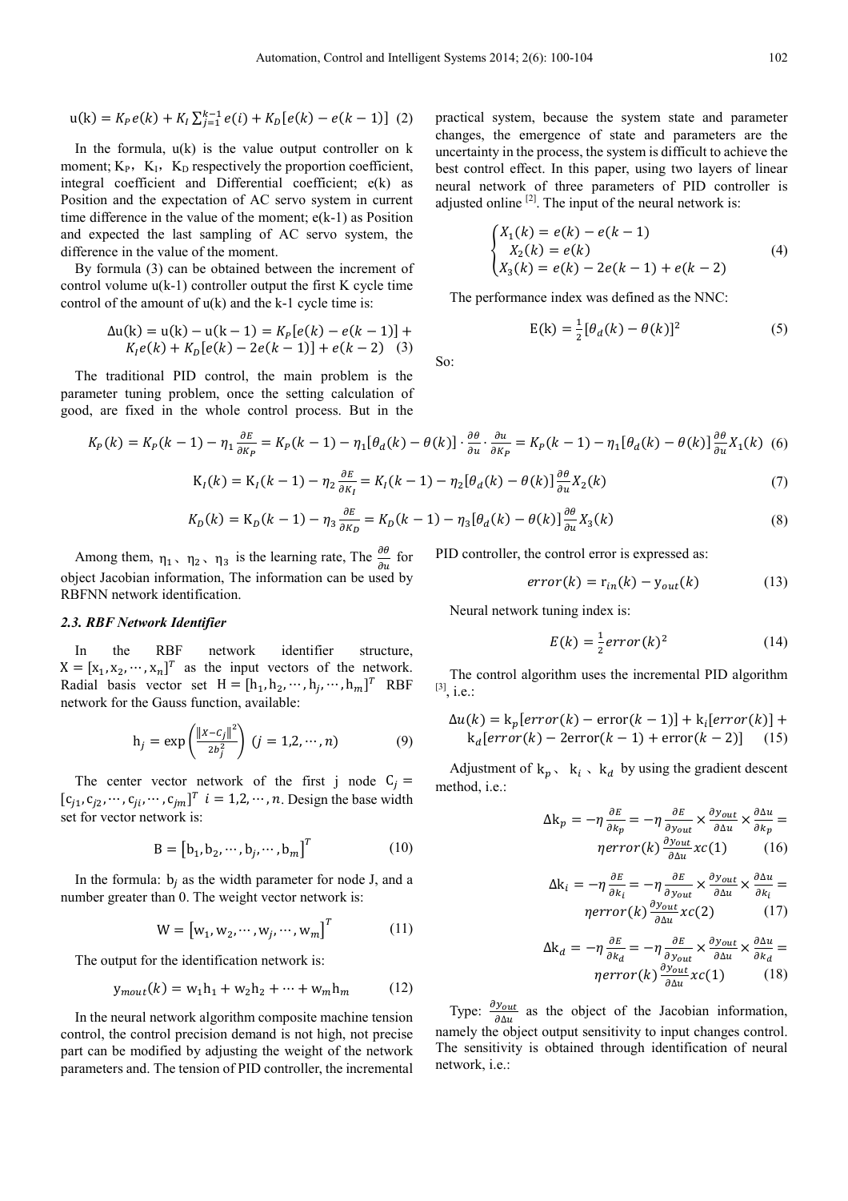$$\mathrm{u(k)} = K_P e(k) + K_I \sum_{j=1}^{k-1} e(i) + K_D[e(k) - e(k-1)] \quad (2)$$

In the formula, u(k) is the value output controller on k moment; $K_P$, $K_I$, $K_D$ respectively the proportion coefficient, integral coefficient and Differential coefficient; e(k) as Position and the expectation of AC servo system in current time difference in the value of the moment; e(k-1) as Position and expected the last sampling of AC servo system, the difference in the value of the moment.

By formula (3) can be obtained between the increment of control volume u(k-1) controller output the first K cycle time control of the amount of u(k) and the k-1 cycle time is:

$$\Delta \mathrm{u(k)} = \mathrm{u(k)} - \mathrm{u(k-1)} = K_P[e(k) - e(k-1)] + K_I e(k) + K_D[e(k) - 2e(k-1)] + e(k-2) \quad (3)$$

The traditional PID control, the main problem is the parameter tuning problem, once the setting calculation of good, are fixed in the whole control process. But in the practical system, because the system state and parameter changes, the emergence of state and parameters are the uncertainty in the process, the system is difficult to achieve the best control effect. In this paper, using two layers of linear neural network of three parameters of PID controller is adjusted online [2]. The input of the neural network is:

$$\begin{cases} X_1(k) = e(k) - e(k-1) \\ X_2(k) = e(k) \\ X_3(k) = e(k) - 2e(k-1) + e(k-2) \end{cases} \quad (4)$$

The performance index was defined as the NNC:

$$\mathrm{E(k)} = \frac{1}{2}[\theta_d(k) - \theta(k)]^2 \quad (5)$$

So:

$$K_P(k) = K_P(k-1) - \eta_1 \frac{\partial E}{\partial K_P} = K_P(k-1) - \eta_1[\theta_d(k) - \theta(k)] \cdot \frac{\partial \theta}{\partial u} \cdot \frac{\partial u}{\partial K_P} = K_P(k-1) - \eta_1[\theta_d(k) - \theta(k)] \frac{\partial \theta}{\partial u} X_1(k) \quad (6)$$

$$\mathrm{K}_I(k) = \mathrm{K}_I(k-1) - \eta_2 \frac{\partial E}{\partial K_I} = K_I(k-1) - \eta_2[\theta_d(k) - \theta(k)] \frac{\partial \theta}{\partial u} X_2(k) \quad (7)$$

$$K_D(k) = \mathrm{K}_D(k-1) - \eta_3 \frac{\partial E}{\partial K_D} = K_D(k-1) - \eta_3[\theta_d(k) - \theta(k)] \frac{\partial \theta}{\partial u} X_3(k) \quad (8)$$

Among them, $\eta_1$、$\eta_2$、$\eta_3$ is the learning rate, The $\frac{\partial \theta}{\partial u}$ for object Jacobian information, The information can be used by RBFNN network identification.

### *2.3. RBF Network Identifier*

In the RBF network identifier structure, $X = [x_1, x_2, \cdots, x_n]^T$ as the input vectors of the network. Radial basis vector set $H = [h_1, h_2, \cdots, h_j, \cdots, h_m]^T$ RBF network for the Gauss function, available:

$$\mathrm{h}_j = \exp\left(\frac{\|X - C_j\|^2}{2b_j^2}\right) \; (j = 1,2,\cdots,n) \quad (9)$$

The center vector network of the first j node $C_j = [c_{j1}, c_{j2}, \cdots, c_{ji}, \cdots, c_{jm}]^T$ $i = 1,2,\cdots,n$. Design the base width set for vector network is:

$$\mathrm{B} = [\mathrm{b}_1, \mathrm{b}_2, \cdots, \mathrm{b}_j, \cdots, \mathrm{b}_m]^T \quad (10)$$

In the formula: $b_j$ as the width parameter for node J, and a number greater than 0. The weight vector network is:

$$\mathrm{W} = [\mathrm{w}_1, \mathrm{w}_2, \cdots, \mathrm{w}_j, \cdots, \mathrm{w}_m]^T \quad (11)$$

The output for the identification network is:

$$y_{mout}(k) = \mathrm{w}_1\mathrm{h}_1 + \mathrm{w}_2\mathrm{h}_2 + \cdots + \mathrm{w}_m\mathrm{h}_m \quad (12)$$

In the neural network algorithm composite machine tension control, the control precision demand is not high, not precise part can be modified by adjusting the weight of the network parameters and. The tension of PID controller, the incremental PID controller, the control error is expressed as:

$$error(k) = \mathrm{r}_{in}(k) - \mathrm{y}_{out}(k) \quad (13)$$

Neural network tuning index is:

$$E(k) = \frac{1}{2} error(k)^2 \quad (14)$$

The control algorithm uses the incremental PID algorithm [3], i.e.:

$$\Delta u(k) = \mathrm{k}_p[error(k) - \mathrm{error}(k-1)] + \mathrm{k}_i[error(k)] + \mathrm{k}_d[error(k) - 2\mathrm{error}(k-1) + \mathrm{error}(k-2)] \quad (15)$$

Adjustment of $\mathrm{k}_p$、$\mathrm{k}_i$、$\mathrm{k}_d$ by using the gradient descent method, i.e.:

$$\Delta \mathrm{k}_p = -\eta \frac{\partial E}{\partial k_p} = -\eta \frac{\partial E}{\partial y_{out}} \times \frac{\partial y_{out}}{\partial \Delta u} \times \frac{\partial \Delta u}{\partial k_p} = \eta error(k) \frac{\partial y_{out}}{\partial \Delta u} xc(1) \quad (16)$$

$$\Delta \mathrm{k}_i = -\eta \frac{\partial E}{\partial k_i} = -\eta \frac{\partial E}{\partial y_{out}} \times \frac{\partial y_{out}}{\partial \Delta u} \times \frac{\partial \Delta u}{\partial k_i} = \eta error(k) \frac{\partial y_{out}}{\partial \Delta u} xc(2) \quad (17)$$

$$\Delta \mathrm{k}_d = -\eta \frac{\partial E}{\partial k_d} = -\eta \frac{\partial E}{\partial y_{out}} \times \frac{\partial y_{out}}{\partial \Delta u} \times \frac{\partial \Delta u}{\partial k_d} = \eta error(k) \frac{\partial y_{out}}{\partial \Delta u} xc(1) \quad (18)$$

Type: $\frac{\partial y_{out}}{\partial \Delta u}$ as the object of the Jacobian information, namely the object output sensitivity to input changes control. The sensitivity is obtained through identification of neural network, i.e.: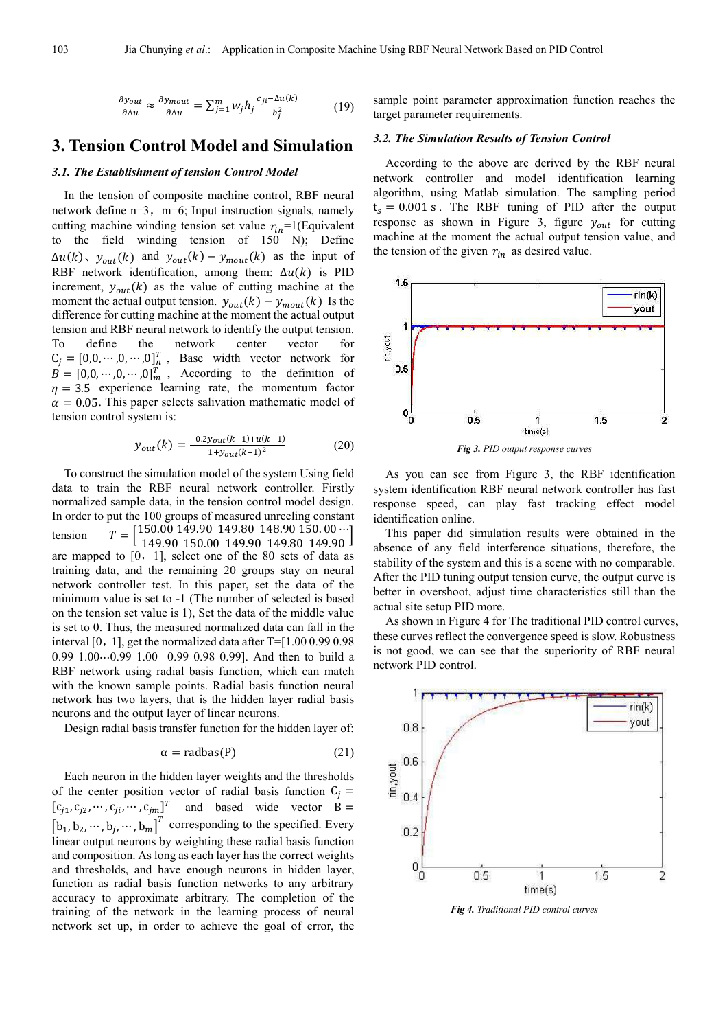$$\frac{\partial y_{out}}{\partial \Delta u} \approx \frac{\partial y_{mout}}{\partial \Delta u} = \sum_{j=1}^{m} w_j h_j \frac{c_{ji} - \Delta u(k)}{b_j^2} \tag{19}$$

## 3. Tension Control Model and Simulation

### 3.1. The Establishment of tension Control Model

In the tension of composite machine control, RBF neural network define n=3，m=6; Input instruction signals, namely cutting machine winding tension set value $r_{in}$=1(Equivalent to the field winding tension of 150 N); Define $\Delta u(k)$、$y_{out}(k)$ and $y_{out}(k) - y_{mout}(k)$ as the input of RBF network identification, among them: $\Delta u(k)$ is PID increment, $y_{out}(k)$ as the value of cutting machine at the moment the actual output tension. $y_{out}(k) - y_{mout}(k)$ Is the difference for cutting machine at the moment the actual output tension and RBF neural network to identify the output tension. To define the network center vector for $C_j = [0,0,\cdots,0,\cdots,0]_n^T$ , Base width vector network for $B = [0,0,\cdots,0,\cdots,0]_m^T$ , According to the definition of $\eta = 3.5$ experience learning rate, the momentum factor $\alpha = 0.05$. This paper selects salivation mathematic model of tension control system is:

$$y_{out}(k) = \frac{-0.2y_{out}(k-1) + u(k-1)}{1 + y_{out}(k-1)^2} \tag{20}$$

To construct the simulation model of the system Using field data to train the RBF neural network controller. Firstly normalized sample data, in the tension control model design. In order to put the 100 groups of measured unreeling constant tension $T = \begin{bmatrix} 150.00 & 149.90 & 149.80 & 148.90 & 150.00 \cdots \\ 149.90 & 150.00 & 149.90 & 149.80 & 149.90 \end{bmatrix}$ are mapped to [0，1], select one of the 80 sets of data as training data, and the remaining 20 groups stay on neural network controller test. In this paper, set the data of the minimum value is set to -1 (The number of selected is based on the tension set value is 1), Set the data of the middle value is set to 0. Thus, the measured normalized data can fall in the interval [0，1], get the normalized data after T=[1.00 0.99 0.98 0.99 1.00⋯0.99 1.00 0.99 0.98 0.99]. And then to build a RBF network using radial basis function, which can match with the known sample points. Radial basis function neural network has two layers, that is the hidden layer radial basis neurons and the output layer of linear neurons.

Design radial basis transfer function for the hidden layer of:

$$\alpha = \text{radbas}(P) \tag{21}$$

Each neuron in the hidden layer weights and the thresholds of the center position vector of radial basis function $C_j = [c_{j1}, c_{j2}, \cdots, c_{ji}, \cdots, c_{jm}]^T$ and based wide vector $B = [b_1, b_2, \cdots, b_j, \cdots, b_m]^T$ corresponding to the specified. Every linear output neurons by weighting these radial basis function and composition. As long as each layer has the correct weights and thresholds, and have enough neurons in hidden layer, function as radial basis function networks to any arbitrary accuracy to approximate arbitrary. The completion of the training of the network in the learning process of neural network set up, in order to achieve the goal of error, the sample point parameter approximation function reaches the target parameter requirements.

### 3.2. The Simulation Results of Tension Control

According to the above are derived by the RBF neural network controller and model identification learning algorithm, using Matlab simulation. The sampling period $t_s = 0.001$ s . The RBF tuning of PID after the output response as shown in Figure 3, figure $y_{out}$ for cutting machine at the moment the actual output tension value, and the tension of the given $r_{in}$ as desired value.

1.5
1
0.5
0
0 0.5 1 1.5 2
rin,yout
time(s)
rin(k)
yout

*Fig 3. PID output response curves*

As you can see from Figure 3, the RBF identification system identification RBF neural network controller has fast response speed, can play fast tracking effect model identification online.

This paper did simulation results were obtained in the absence of any field interference situations, therefore, the stability of the system and this is a scene with no comparable. After the PID tuning output tension curve, the output curve is better in overshoot, adjust time characteristics still than the actual site setup PID more.

As shown in Figure 4 for The traditional PID control curves, these curves reflect the convergence speed is slow. Robustness is not good, we can see that the superiority of RBF neural network PID control.

1
0.8
0.6
0.4
0.2
0
0 0.5 1 1.5 2
rin,yout
time(s)
rin(k)
yout

*Fig 4. Traditional PID control curves*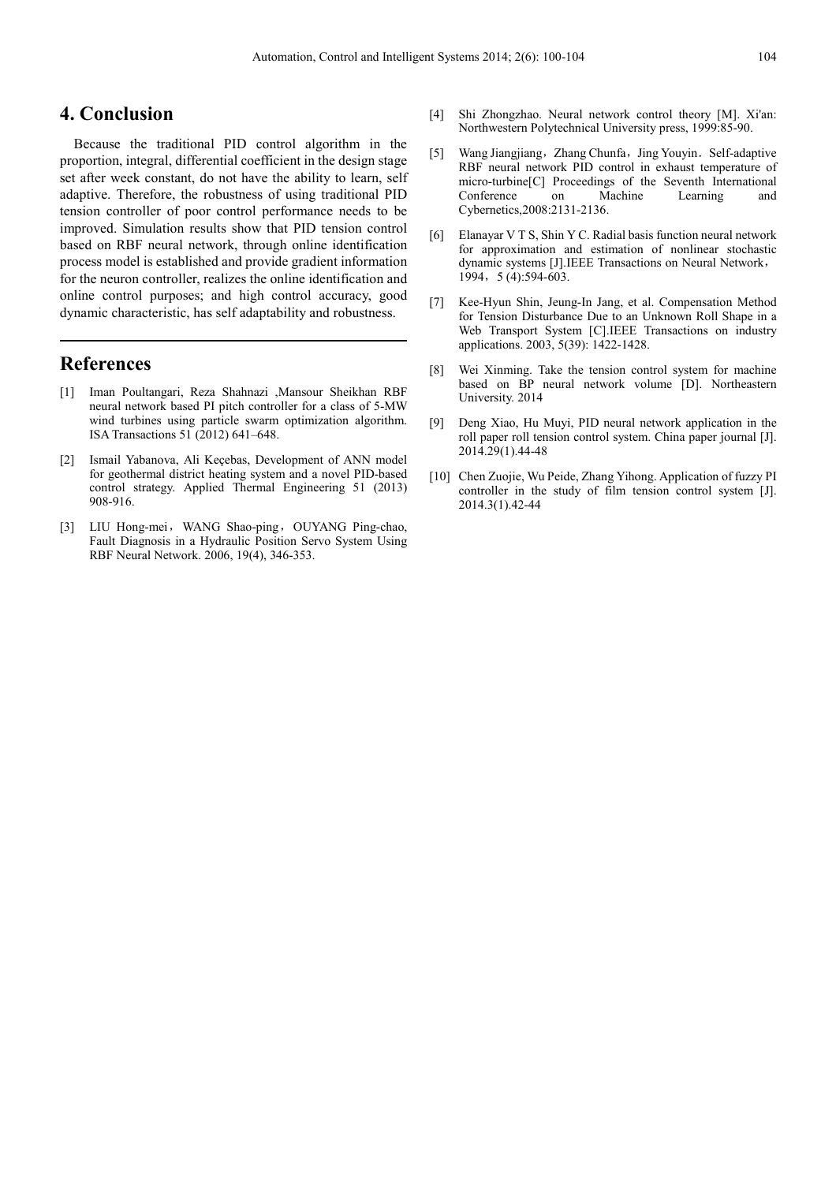## 4. Conclusion

Because the traditional PID control algorithm in the proportion, integral, differential coefficient in the design stage set after week constant, do not have the ability to learn, self adaptive. Therefore, the robustness of using traditional PID tension controller of poor control performance needs to be improved. Simulation results show that PID tension control based on RBF neural network, through online identification process model is established and provide gradient information for the neuron controller, realizes the online identification and online control purposes; and high control accuracy, good dynamic characteristic, has self adaptability and robustness.

## References

[1] Iman Poultangari, Reza Shahnazi ,Mansour Sheikhan RBF neural network based PI pitch controller for a class of 5-MW wind turbines using particle swarm optimization algorithm. ISA Transactions 51 (2012) 641–648.

[2] Ismail Yabanova, Ali Keçebas, Development of ANN model for geothermal district heating system and a novel PID-based control strategy. Applied Thermal Engineering 51 (2013) 908-916.

[3] LIU Hong-mei，WANG Shao-ping，OUYANG Ping-chao, Fault Diagnosis in a Hydraulic Position Servo System Using RBF Neural Network. 2006, 19(4), 346-353.

[4] Shi Zhongzhao. Neural network control theory [M]. Xi'an: Northwestern Polytechnical University press, 1999:85-90.

[5] Wang Jiangjiang，Zhang Chunfa，Jing Youyin．Self-adaptive RBF neural network PID control in exhaust temperature of micro-turbine[C] Proceedings of the Seventh International Conference on Machine Learning and Cybernetics,2008:2131-2136.

[6] Elanayar V T S, Shin Y C. Radial basis function neural network for approximation and estimation of nonlinear stochastic dynamic systems [J].IEEE Transactions on Neural Network，1994，5 (4):594-603.

[7] Kee-Hyun Shin, Jeung-In Jang, et al. Compensation Method for Tension Disturbance Due to an Unknown Roll Shape in a Web Transport System [C].IEEE Transactions on industry applications. 2003, 5(39): 1422-1428.

[8] Wei Xinming. Take the tension control system for machine based on BP neural network volume [D]. Northeastern University. 2014

[9] Deng Xiao, Hu Muyi, PID neural network application in the roll paper roll tension control system. China paper journal [J]. 2014.29(1).44-48

[10] Chen Zuojie, Wu Peide, Zhang Yihong. Application of fuzzy PI controller in the study of film tension control system [J]. 2014.3(1).42-44